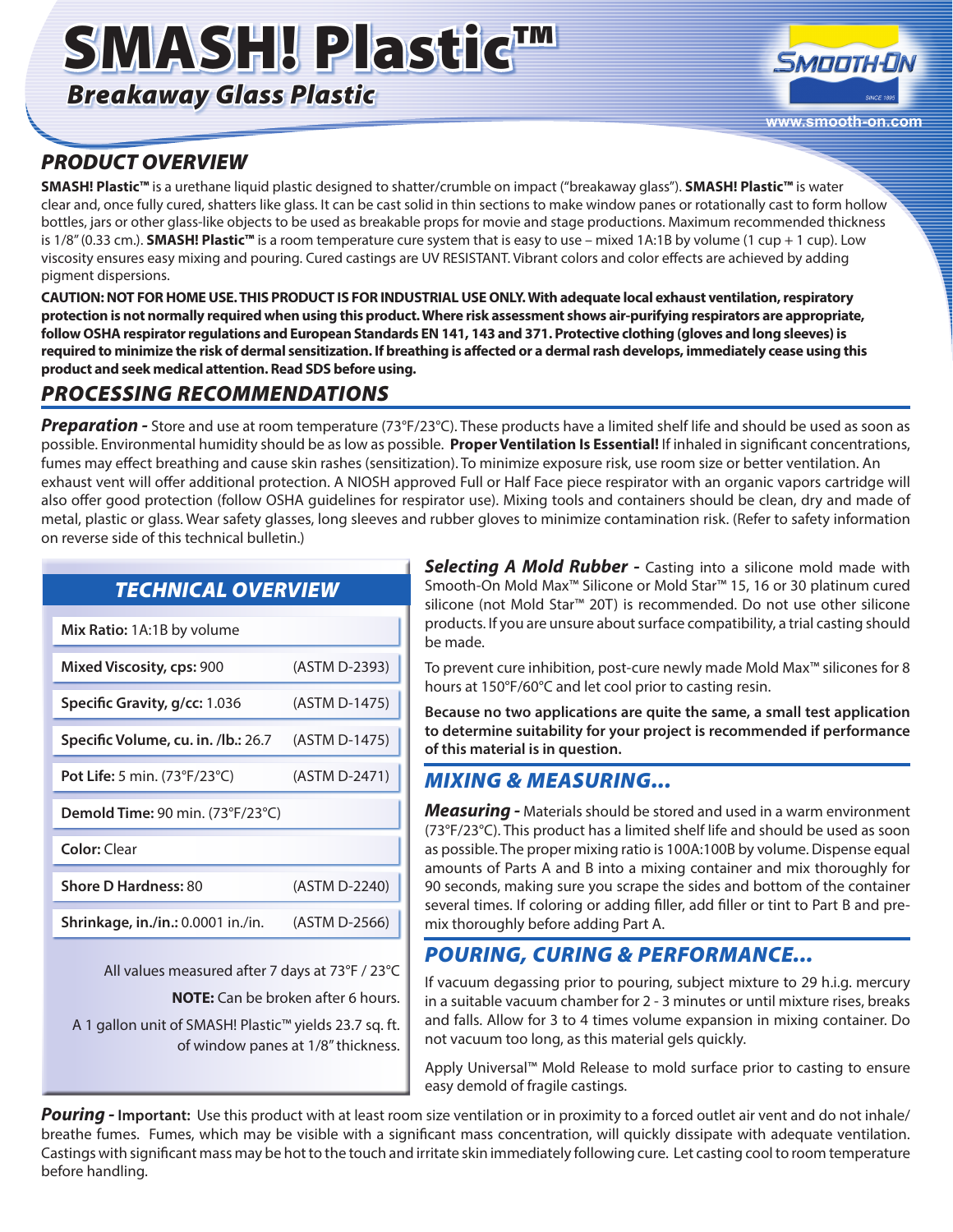# SMASH! Plastic™

## *Breakaway Glass Plastic*

## *PRODUCT OVERVIEW*

**SMASH! Plastic™** is a urethane liquid plastic designed to shatter/crumble on impact ("breakaway glass"). **SMASH! Plastic™** is water clear and, once fully cured, shatters like glass. It can be cast solid in thin sections to make window panes or rotationally cast to form hollow bottles, jars or other glass-like objects to be used as breakable props for movie and stage productions. Maximum recommended thickness is 1/8" (0.33 cm.). **SMASH! Plastic™** is a room temperature cure system that is easy to use – mixed 1A:1B by volume (1 cup + 1 cup). Low viscosity ensures easy mixing and pouring. Cured castings are UV RESISTANT. Vibrant colors and color effects are achieved by adding pigment dispersions.

**CAUTION: NOT FOR HOME USE. THIS PRODUCT IS FOR INDUSTRIAL USE ONLY. With adequate local exhaust ventilation, respiratory protection is not normally required when using this product. Where risk assessment shows air-purifying respirators are appropriate, follow OSHA respirator regulations and European Standards EN 141, 143 and 371. Protective clothing (gloves and long sleeves) is required to minimize the risk of dermal sensitization. If breathing is affected or a dermal rash develops, immediately cease using this product and seek medical attention. Read SDS before using.**

## *PROCESSING RECOMMENDATIONS*

***Preparation -*** Store and use at room temperature (73°F/23°C). These products have a limited shelf life and should be used as soon as possible. Environmental humidity should be as low as possible. **Proper Ventilation Is Essential!** If inhaled in significant concentrations, fumes may effect breathing and cause skin rashes (sensitization). To minimize exposure risk, use room size or better ventilation. An exhaust vent will offer additional protection. A NIOSH approved Full or Half Face piece respirator with an organic vapors cartridge will also offer good protection (follow OSHA guidelines for respirator use). Mixing tools and containers should be clean, dry and made of metal, plastic or glass. Wear safety glasses, long sleeves and rubber gloves to minimize contamination risk. (Refer to safety information on reverse side of this technical bulletin.)

### *TECHNICAL OVERVIEW*

| Property | Test Method |
|---|---|
| **Mix Ratio:** 1A:1B by volume | |
| **Mixed Viscosity, cps:** 900 | (ASTM D-2393) |
| **Specific Gravity, g/cc:** 1.036 | (ASTM D-1475) |
| **Specific Volume, cu. in. /lb.:** 26.7 | (ASTM D-1475) |
| **Pot Life:** 5 min. (73°F/23°C) | (ASTM D-2471) |
| **Demold Time:** 90 min. (73°F/23°C) | |
| **Color:** Clear | |
| **Shore D Hardness:** 80 | (ASTM D-2240) |
| **Shrinkage, in./in.:** 0.0001 in./in. | (ASTM D-2566) |

All values measured after 7 days at 73°F / 23°C

**NOTE:** Can be broken after 6 hours.

A 1 gallon unit of SMASH! Plastic™ yields 23.7 sq. ft. of window panes at 1/8" thickness.

***Selecting A Mold Rubber -*** Casting into a silicone mold made with Smooth-On Mold Max™ Silicone or Mold Star™ 15, 16 or 30 platinum cured silicone (not Mold Star™ 20T) is recommended. Do not use other silicone products. If you are unsure about surface compatibility, a trial casting should be made.

To prevent cure inhibition, post-cure newly made Mold Max™ silicones for 8 hours at 150°F/60°C and let cool prior to casting resin.

**Because no two applications are quite the same, a small test application to determine suitability for your project is recommended if performance of this material is in question.**

## *MIXING & MEASURING...*

***Measuring -*** Materials should be stored and used in a warm environment (73°F/23°C). This product has a limited shelf life and should be used as soon as possible. The proper mixing ratio is 100A:100B by volume. Dispense equal amounts of Parts A and B into a mixing container and mix thoroughly for 90 seconds, making sure you scrape the sides and bottom of the container several times. If coloring or adding filler, add filler or tint to Part B and pre-mix thoroughly before adding Part A.

## *POURING, CURING & PERFORMANCE...*

If vacuum degassing prior to pouring, subject mixture to 29 h.i.g. mercury in a suitable vacuum chamber for 2 - 3 minutes or until mixture rises, breaks and falls. Allow for 3 to 4 times volume expansion in mixing container. Do not vacuum too long, as this material gels quickly.

Apply Universal™ Mold Release to mold surface prior to casting to ensure easy demold of fragile castings.

***Pouring -*** **Important:** Use this product with at least room size ventilation or in proximity to a forced outlet air vent and do not inhale/ breathe fumes. Fumes, which may be visible with a significant mass concentration, will quickly dissipate with adequate ventilation. Castings with significant mass may be hot to the touch and irritate skin immediately following cure. Let casting cool to room temperature before handling.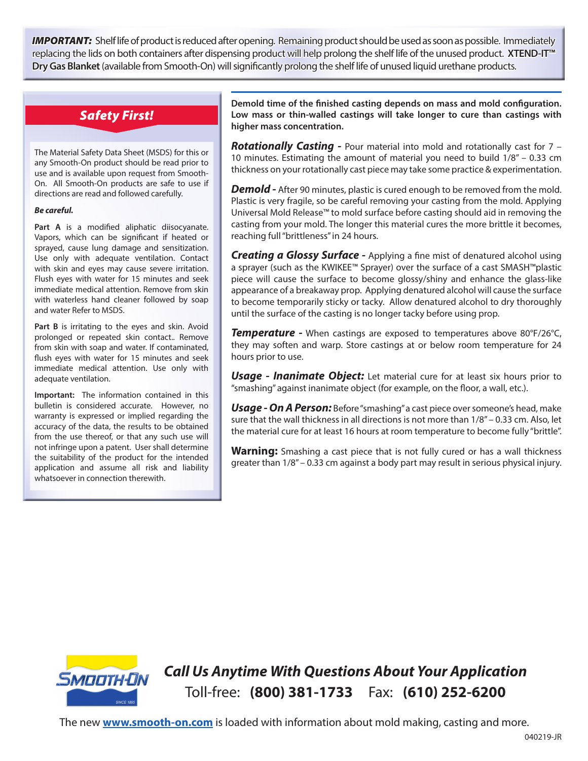***IMPORTANT:*** Shelf life of product is reduced after opening. Remaining product should be used as soon as possible. Immediately replacing the lids on both containers after dispensing product will help prolong the shelf life of the unused product. **XTEND-IT™ Dry Gas Blanket** (available from Smooth-On) will significantly prolong the shelf life of unused liquid urethane products.

## *Safety First!*

The Material Safety Data Sheet (MSDS) for this or any Smooth-On product should be read prior to use and is available upon request from Smooth-On. All Smooth-On products are safe to use if directions are read and followed carefully.

***Be careful.***

**Part A** is a modified aliphatic diisocyanate. Vapors, which can be significant if heated or sprayed, cause lung damage and sensitization. Use only with adequate ventilation. Contact with skin and eyes may cause severe irritation. Flush eyes with water for 15 minutes and seek immediate medical attention. Remove from skin with waterless hand cleaner followed by soap and water Refer to MSDS.

**Part B** is irritating to the eyes and skin. Avoid prolonged or repeated skin contact.. Remove from skin with soap and water. If contaminated, flush eyes with water for 15 minutes and seek immediate medical attention. Use only with adequate ventilation.

**Important:** The information contained in this bulletin is considered accurate. However, no warranty is expressed or implied regarding the accuracy of the data, the results to be obtained from the use thereof, or that any such use will not infringe upon a patent. User shall determine the suitability of the product for the intended application and assume all risk and liability whatsoever in connection therewith.

**Demold time of the finished casting depends on mass and mold configuration. Low mass or thin-walled castings will take longer to cure than castings with higher mass concentration.**

***Rotationally Casting -*** Pour material into mold and rotationally cast for 7 – 10 minutes. Estimating the amount of material you need to build 1/8" – 0.33 cm thickness on your rotationally cast piece may take some practice & experimentation.

***Demold -*** After 90 minutes, plastic is cured enough to be removed from the mold. Plastic is very fragile, so be careful removing your casting from the mold. Applying Universal Mold Release™ to mold surface before casting should aid in removing the casting from your mold. The longer this material cures the more brittle it becomes, reaching full "brittleness" in 24 hours.

***Creating a Glossy Surface -*** Applying a fine mist of denatured alcohol using a sprayer (such as the KWIKEE™ Sprayer) over the surface of a cast SMASH™plastic piece will cause the surface to become glossy/shiny and enhance the glass-like appearance of a breakaway prop. Applying denatured alcohol will cause the surface to become temporarily sticky or tacky. Allow denatured alcohol to dry thoroughly until the surface of the casting is no longer tacky before using prop.

***Temperature -*** When castings are exposed to temperatures above 80°F/26°C, they may soften and warp. Store castings at or below room temperature for 24 hours prior to use.

***Usage - Inanimate Object:*** Let material cure for at least six hours prior to "smashing" against inanimate object (for example, on the floor, a wall, etc.).

***Usage - On A Person:*** Before "smashing" a cast piece over someone's head, make sure that the wall thickness in all directions is not more than 1/8" – 0.33 cm. Also, let the material cure for at least 16 hours at room temperature to become fully "brittle".

**Warning:** Smashing a cast piece that is not fully cured or has a wall thickness greater than 1/8" – 0.33 cm against a body part may result in serious physical injury.

***Call Us Anytime With Questions About Your Application***

Toll-free: **(800) 381-1733** Fax: **(610) 252-6200**

The new **www.smooth-on.com** is loaded with information about mold making, casting and more.

040219-JR